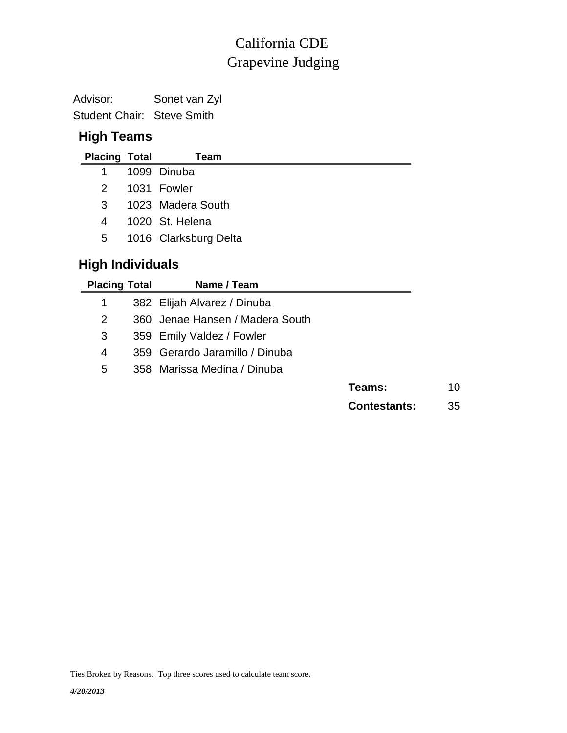# California CDE
# Grapevine Judging

Advisor: Sonet van Zyl

Student Chair: Steve Smith

## High Teams

| Placing | Total | Team |
|---|---|---|
| 1 | 1099 | Dinuba |
| 2 | 1031 | Fowler |
| 3 | 1023 | Madera South |
| 4 | 1020 | St. Helena |
| 5 | 1016 | Clarksburg Delta |

## High Individuals

| Placing | Total | Name / Team |
|---|---|---|
| 1 | 382 | Elijah Alvarez / Dinuba |
| 2 | 360 | Jenae Hansen / Madera South |
| 3 | 359 | Emily Valdez / Fowler |
| 4 | 359 | Gerardo Jaramillo / Dinuba |
| 5 | 358 | Marissa Medina / Dinuba |

**Teams:** 10

**Contestants:** 35

Ties Broken by Reasons. Top three scores used to calculate team score.

*4/20/2013*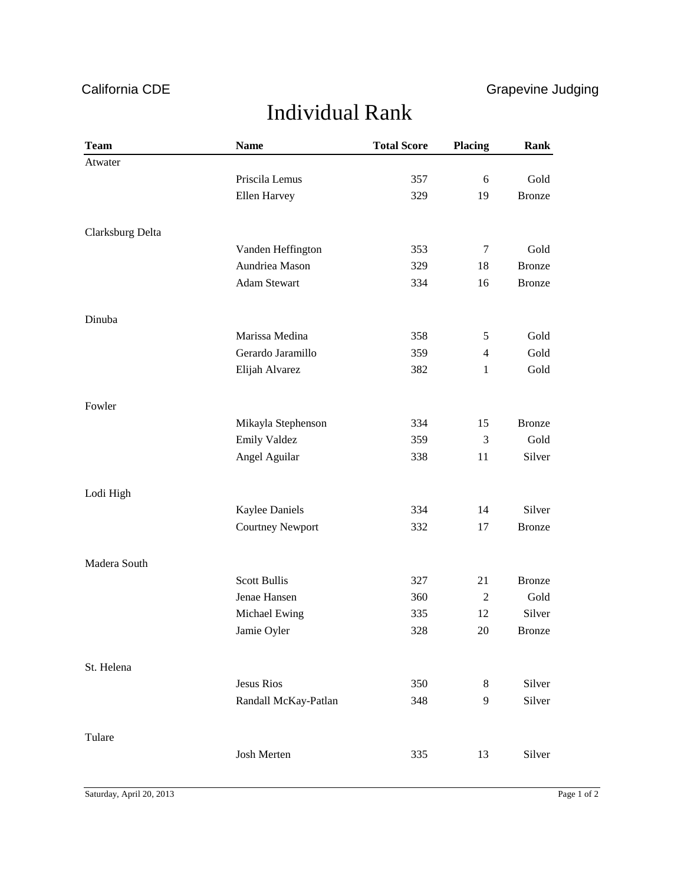California CDE | Grapevine Judging

# Individual Rank

| Team | Name | Total Score | Placing | Rank |
|---|---|---|---|---|
| Atwater | | | | |
| | Priscila Lemus | 357 | 6 | Gold |
| | Ellen Harvey | 329 | 19 | Bronze |
| Clarksburg Delta | | | | |
| | Vanden Heffington | 353 | 7 | Gold |
| | Aundriea Mason | 329 | 18 | Bronze |
| | Adam Stewart | 334 | 16 | Bronze |
| Dinuba | | | | |
| | Marissa Medina | 358 | 5 | Gold |
| | Gerardo Jaramillo | 359 | 4 | Gold |
| | Elijah Alvarez | 382 | 1 | Gold |
| Fowler | | | | |
| | Mikayla Stephenson | 334 | 15 | Bronze |
| | Emily Valdez | 359 | 3 | Gold |
| | Angel Aguilar | 338 | 11 | Silver |
| Lodi High | | | | |
| | Kaylee Daniels | 334 | 14 | Silver |
| | Courtney Newport | 332 | 17 | Bronze |
| Madera South | | | | |
| | Scott Bullis | 327 | 21 | Bronze |
| | Jenae Hansen | 360 | 2 | Gold |
| | Michael Ewing | 335 | 12 | Silver |
| | Jamie Oyler | 328 | 20 | Bronze |
| St. Helena | | | | |
| | Jesus Rios | 350 | 8 | Silver |
| | Randall McKay-Patlan | 348 | 9 | Silver |
| Tulare | | | | |
| | Josh Merten | 335 | 13 | Silver |

Saturday, April 20, 2013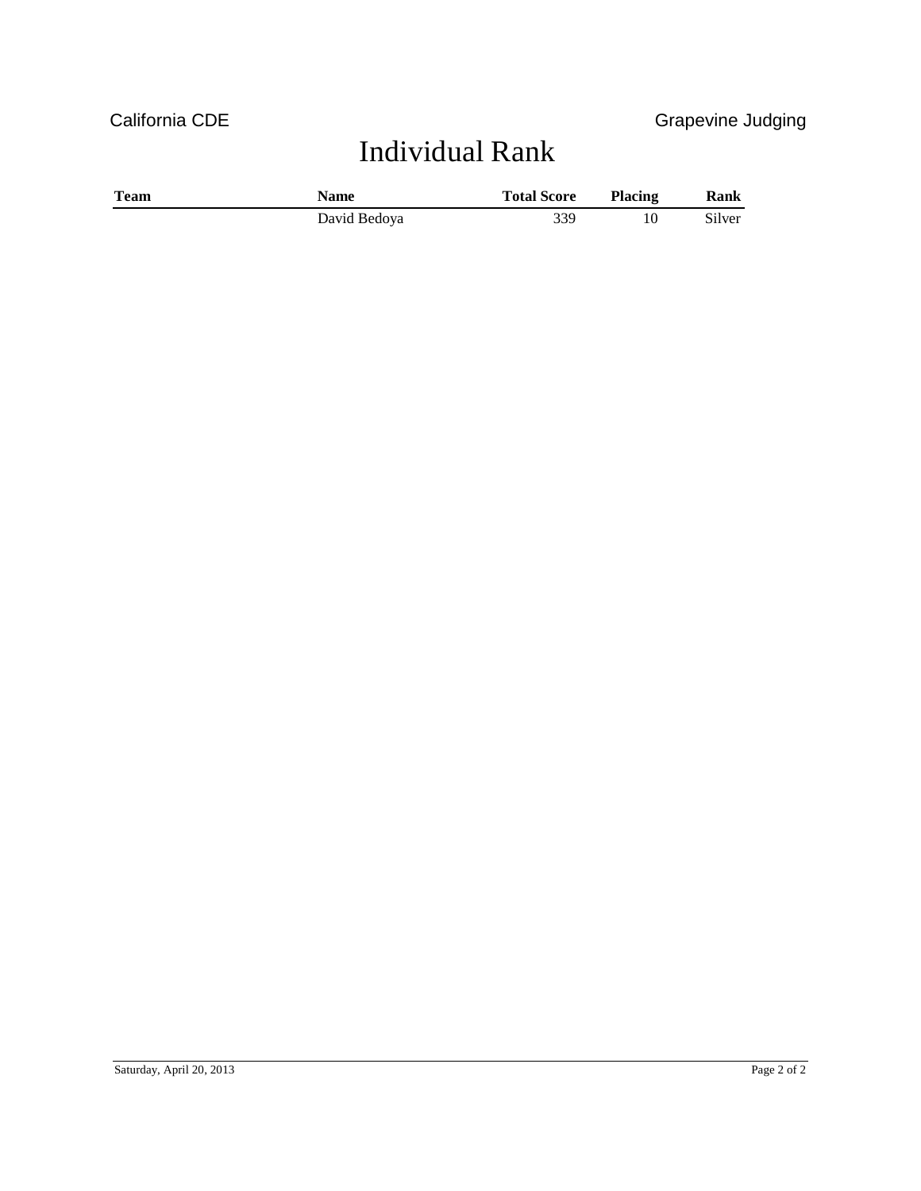California CDE Grapevine Judging

# Individual Rank

| Team | Name | Total Score | Placing | Rank |
|---|---|---|---|---|
| | David Bedoya | 339 | 10 | Silver |

Saturday, April 20, 2013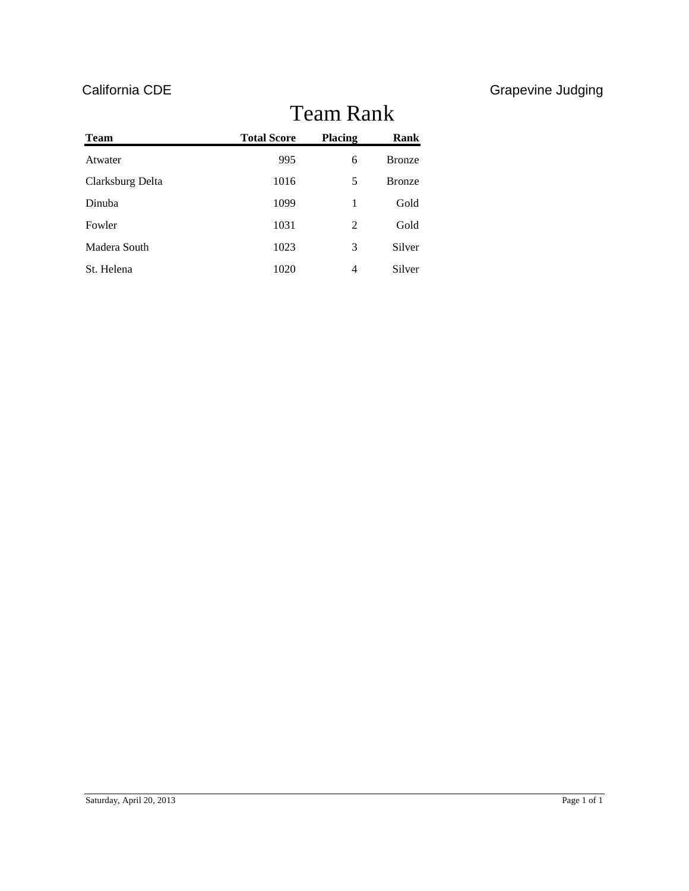California CDE

Grapevine Judging

# Team Rank

| Team | Total Score | Placing | Rank |
|---|---|---|---|
| Atwater | 995 | 6 | Bronze |
| Clarksburg Delta | 1016 | 5 | Bronze |
| Dinuba | 1099 | 1 | Gold |
| Fowler | 1031 | 2 | Gold |
| Madera South | 1023 | 3 | Silver |
| St. Helena | 1020 | 4 | Silver |

Saturday, April 20, 2013